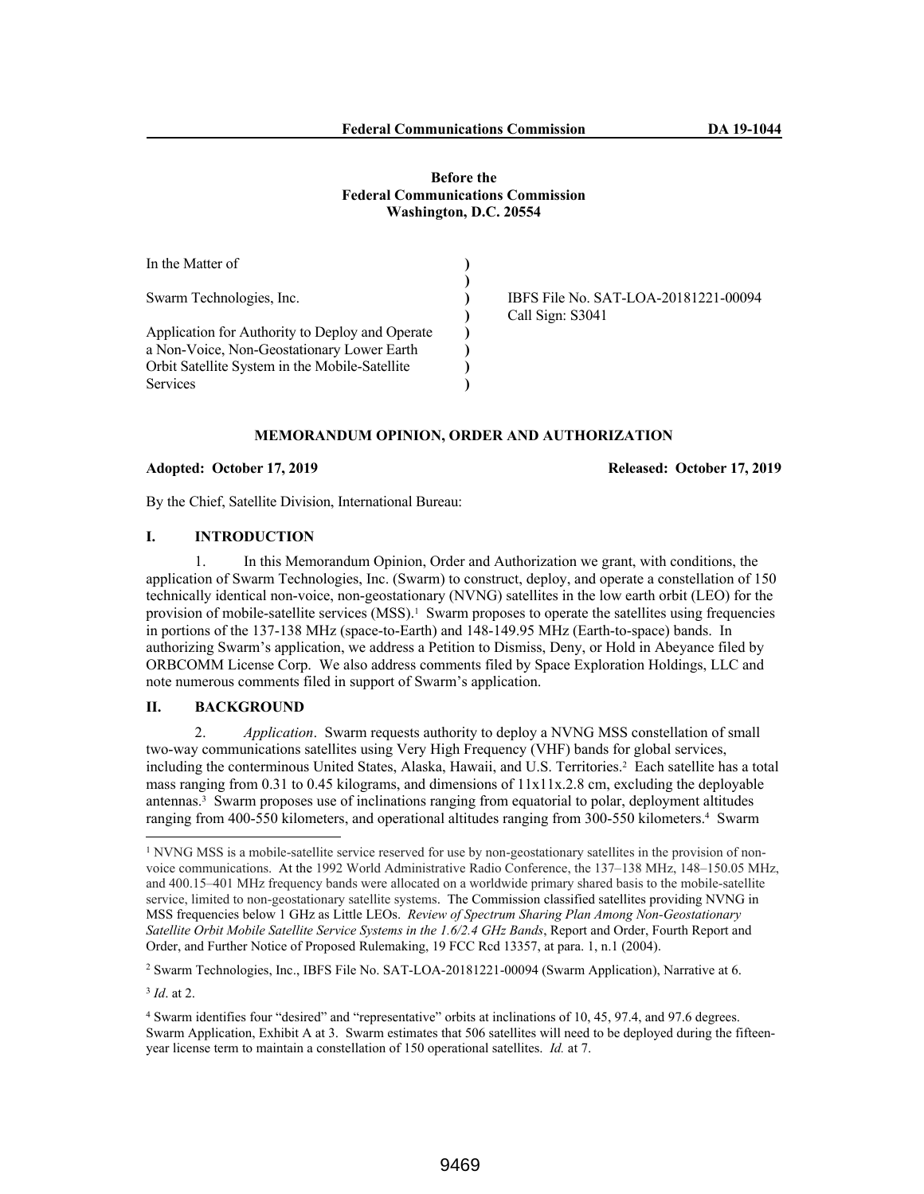Before the
Federal Communications Commission
Washington, D.C. 20554

| In the Matter of | ) | |
|---|---|---|
| | ) | |
| Swarm Technologies, Inc. | ) | IBFS File No. SAT-LOA-20181221-00094 |
| | ) | Call Sign: S3041 |
| Application for Authority to Deploy and Operate | ) | |
| a Non-Voice, Non-Geostationary Lower Earth | ) | |
| Orbit Satellite System in the Mobile-Satellite | ) | |
| Services | ) | |

## MEMORANDUM OPINION, ORDER AND AUTHORIZATION

**Adopted: October 17, 2019** **Released: October 17, 2019**

By the Chief, Satellite Division, International Bureau:

## I. INTRODUCTION

1. In this Memorandum Opinion, Order and Authorization we grant, with conditions, the application of Swarm Technologies, Inc. (Swarm) to construct, deploy, and operate a constellation of 150 technically identical non-voice, non-geostationary (NVNG) satellites in the low earth orbit (LEO) for the provision of mobile-satellite services (MSS).[1] Swarm proposes to operate the satellites using frequencies in portions of the 137-138 MHz (space-to-Earth) and 148-149.95 MHz (Earth-to-space) bands. In authorizing Swarm's application, we address a Petition to Dismiss, Deny, or Hold in Abeyance filed by ORBCOMM License Corp. We also address comments filed by Space Exploration Holdings, LLC and note numerous comments filed in support of Swarm's application.

## II. BACKGROUND

2. *Application*. Swarm requests authority to deploy a NVNG MSS constellation of small two-way communications satellites using Very High Frequency (VHF) bands for global services, including the conterminous United States, Alaska, Hawaii, and U.S. Territories.[2] Each satellite has a total mass ranging from 0.31 to 0.45 kilograms, and dimensions of 11x11x.2.8 cm, excluding the deployable antennas.[3] Swarm proposes use of inclinations ranging from equatorial to polar, deployment altitudes ranging from 400-550 kilometers, and operational altitudes ranging from 300-550 kilometers.[4] Swarm

---

[1] NVNG MSS is a mobile-satellite service reserved for use by non-geostationary satellites in the provision of non-voice communications. At the 1992 World Administrative Radio Conference, the 137–138 MHz, 148–150.05 MHz, and 400.15–401 MHz frequency bands were allocated on a worldwide primary shared basis to the mobile-satellite service, limited to non-geostationary satellite systems. The Commission classified satellites providing NVNG in MSS frequencies below 1 GHz as Little LEOs. *Review of Spectrum Sharing Plan Among Non-Geostationary Satellite Orbit Mobile Satellite Service Systems in the 1.6/2.4 GHz Bands*, Report and Order, Fourth Report and Order, and Further Notice of Proposed Rulemaking, 19 FCC Rcd 13357, at para. 1, n.1 (2004).

[2] Swarm Technologies, Inc., IBFS File No. SAT-LOA-20181221-00094 (Swarm Application), Narrative at 6.

[3] *Id*. at 2.

[4] Swarm identifies four "desired" and "representative" orbits at inclinations of 10, 45, 97.4, and 97.6 degrees. Swarm Application, Exhibit A at 3. Swarm estimates that 506 satellites will need to be deployed during the fifteen-year license term to maintain a constellation of 150 operational satellites. *Id.* at 7.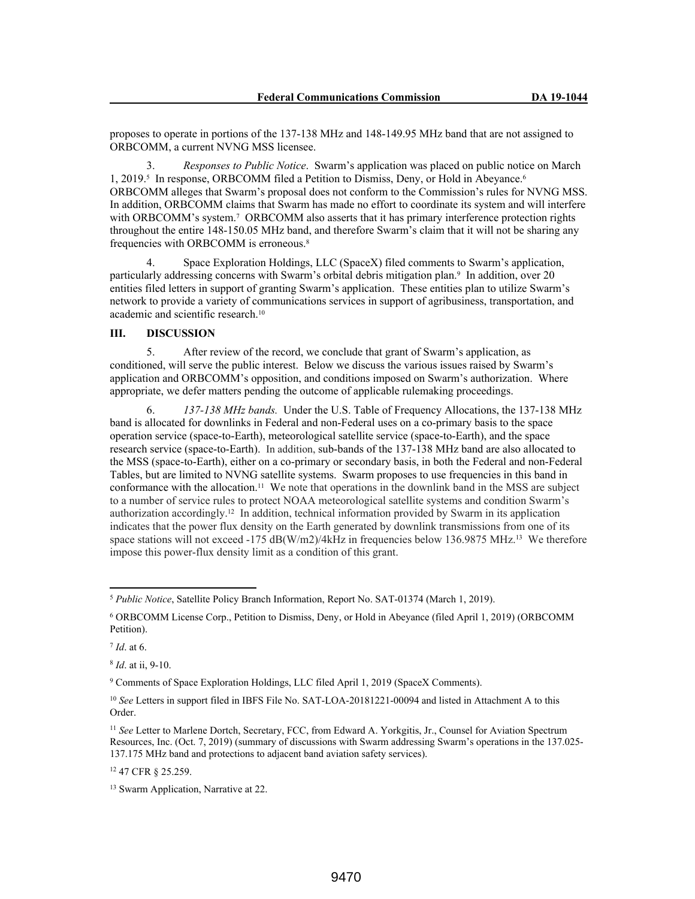proposes to operate in portions of the 137-138 MHz and 148-149.95 MHz band that are not assigned to ORBCOMM, a current NVNG MSS licensee.

3. *Responses to Public Notice*. Swarm's application was placed on public notice on March 1, 2019.[5] In response, ORBCOMM filed a Petition to Dismiss, Deny, or Hold in Abeyance.[6] ORBCOMM alleges that Swarm's proposal does not conform to the Commission's rules for NVNG MSS. In addition, ORBCOMM claims that Swarm has made no effort to coordinate its system and will interfere with ORBCOMM's system.[7] ORBCOMM also asserts that it has primary interference protection rights throughout the entire 148-150.05 MHz band, and therefore Swarm's claim that it will not be sharing any frequencies with ORBCOMM is erroneous.[8]

4. Space Exploration Holdings, LLC (SpaceX) filed comments to Swarm's application, particularly addressing concerns with Swarm's orbital debris mitigation plan.[9] In addition, over 20 entities filed letters in support of granting Swarm's application. These entities plan to utilize Swarm's network to provide a variety of communications services in support of agribusiness, transportation, and academic and scientific research.[10]

## III. DISCUSSION

5. After review of the record, we conclude that grant of Swarm's application, as conditioned, will serve the public interest. Below we discuss the various issues raised by Swarm's application and ORBCOMM's opposition, and conditions imposed on Swarm's authorization. Where appropriate, we defer matters pending the outcome of applicable rulemaking proceedings.

6. *137-138 MHz bands.* Under the U.S. Table of Frequency Allocations, the 137-138 MHz band is allocated for downlinks in Federal and non-Federal uses on a co-primary basis to the space operation service (space-to-Earth), meteorological satellite service (space-to-Earth), and the space research service (space-to-Earth). In addition, sub-bands of the 137-138 MHz band are also allocated to the MSS (space-to-Earth), either on a co-primary or secondary basis, in both the Federal and non-Federal Tables, but are limited to NVNG satellite systems. Swarm proposes to use frequencies in this band in conformance with the allocation.[11] We note that operations in the downlink band in the MSS are subject to a number of service rules to protect NOAA meteorological satellite systems and condition Swarm's authorization accordingly.[12] In addition, technical information provided by Swarm in its application indicates that the power flux density on the Earth generated by downlink transmissions from one of its space stations will not exceed -175 dB(W/m2)/4kHz in frequencies below 136.9875 MHz.[13] We therefore impose this power-flux density limit as a condition of this grant.

---

[5] *Public Notice*, Satellite Policy Branch Information, Report No. SAT-01374 (March 1, 2019).

[6] ORBCOMM License Corp., Petition to Dismiss, Deny, or Hold in Abeyance (filed April 1, 2019) (ORBCOMM Petition).

[7] *Id*. at 6.

[8] *Id*. at ii, 9-10.

[9] Comments of Space Exploration Holdings, LLC filed April 1, 2019 (SpaceX Comments).

[10] *See* Letters in support filed in IBFS File No. SAT-LOA-20181221-00094 and listed in Attachment A to this Order.

[11] *See* Letter to Marlene Dortch, Secretary, FCC, from Edward A. Yorkgitis, Jr., Counsel for Aviation Spectrum Resources, Inc. (Oct. 7, 2019) (summary of discussions with Swarm addressing Swarm's operations in the 137.025-137.175 MHz band and protections to adjacent band aviation safety services).

[12] 47 CFR § 25.259.

[13] Swarm Application, Narrative at 22.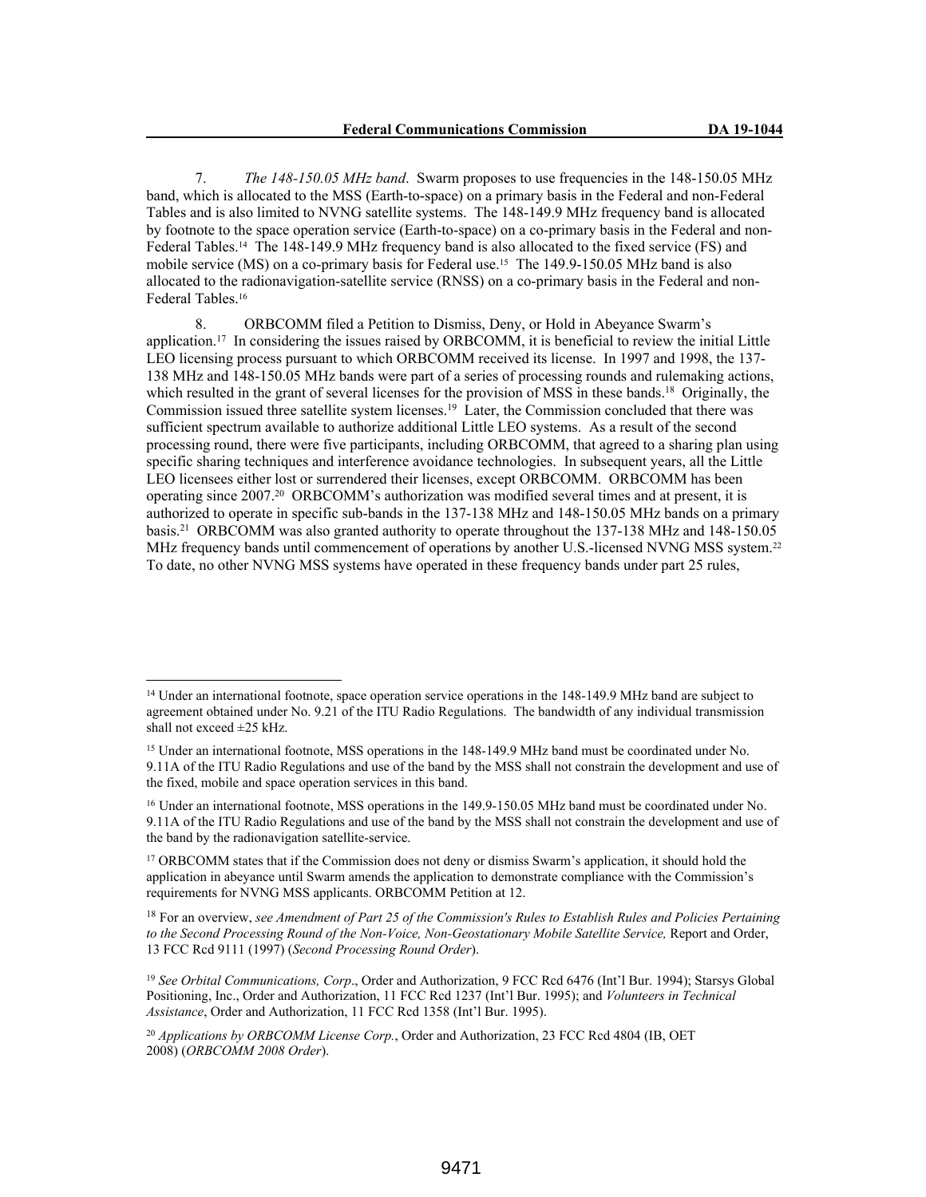7. *The 148-150.05 MHz band*. Swarm proposes to use frequencies in the 148-150.05 MHz band, which is allocated to the MSS (Earth-to-space) on a primary basis in the Federal and non-Federal Tables and is also limited to NVNG satellite systems. The 148-149.9 MHz frequency band is allocated by footnote to the space operation service (Earth-to-space) on a co-primary basis in the Federal and non-Federal Tables.[14] The 148-149.9 MHz frequency band is also allocated to the fixed service (FS) and mobile service (MS) on a co-primary basis for Federal use.[15] The 149.9-150.05 MHz band is also allocated to the radionavigation-satellite service (RNSS) on a co-primary basis in the Federal and non-Federal Tables.[16]

8. ORBCOMM filed a Petition to Dismiss, Deny, or Hold in Abeyance Swarm's application.[17] In considering the issues raised by ORBCOMM, it is beneficial to review the initial Little LEO licensing process pursuant to which ORBCOMM received its license. In 1997 and 1998, the 137-138 MHz and 148-150.05 MHz bands were part of a series of processing rounds and rulemaking actions, which resulted in the grant of several licenses for the provision of MSS in these bands.[18] Originally, the Commission issued three satellite system licenses.[19] Later, the Commission concluded that there was sufficient spectrum available to authorize additional Little LEO systems. As a result of the second processing round, there were five participants, including ORBCOMM, that agreed to a sharing plan using specific sharing techniques and interference avoidance technologies. In subsequent years, all the Little LEO licensees either lost or surrendered their licenses, except ORBCOMM. ORBCOMM has been operating since 2007.[20] ORBCOMM's authorization was modified several times and at present, it is authorized to operate in specific sub-bands in the 137-138 MHz and 148-150.05 MHz bands on a primary basis.[21] ORBCOMM was also granted authority to operate throughout the 137-138 MHz and 148-150.05 MHz frequency bands until commencement of operations by another U.S.-licensed NVNG MSS system.[22] To date, no other NVNG MSS systems have operated in these frequency bands under part 25 rules,

---

[14] Under an international footnote, space operation service operations in the 148-149.9 MHz band are subject to agreement obtained under No. 9.21 of the ITU Radio Regulations. The bandwidth of any individual transmission shall not exceed ±25 kHz.

[15] Under an international footnote, MSS operations in the 148-149.9 MHz band must be coordinated under No. 9.11A of the ITU Radio Regulations and use of the band by the MSS shall not constrain the development and use of the fixed, mobile and space operation services in this band.

[16] Under an international footnote, MSS operations in the 149.9-150.05 MHz band must be coordinated under No. 9.11A of the ITU Radio Regulations and use of the band by the MSS shall not constrain the development and use of the band by the radionavigation satellite-service.

[17] ORBCOMM states that if the Commission does not deny or dismiss Swarm's application, it should hold the application in abeyance until Swarm amends the application to demonstrate compliance with the Commission's requirements for NVNG MSS applicants. ORBCOMM Petition at 12.

[18] For an overview, *see Amendment of Part 25 of the Commission's Rules to Establish Rules and Policies Pertaining to the Second Processing Round of the Non-Voice, Non-Geostationary Mobile Satellite Service,* Report and Order, 13 FCC Rcd 9111 (1997) (*Second Processing Round Order*).

[19] *See Orbital Communications, Corp*., Order and Authorization, 9 FCC Rcd 6476 (Int'l Bur. 1994); Starsys Global Positioning, Inc., Order and Authorization, 11 FCC Rcd 1237 (Int'l Bur. 1995); and *Volunteers in Technical Assistance*, Order and Authorization, 11 FCC Rcd 1358 (Int'l Bur. 1995).

[20] *Applications by ORBCOMM License Corp.*, Order and Authorization, 23 FCC Rcd 4804 (IB, OET 2008) (*ORBCOMM 2008 Order*).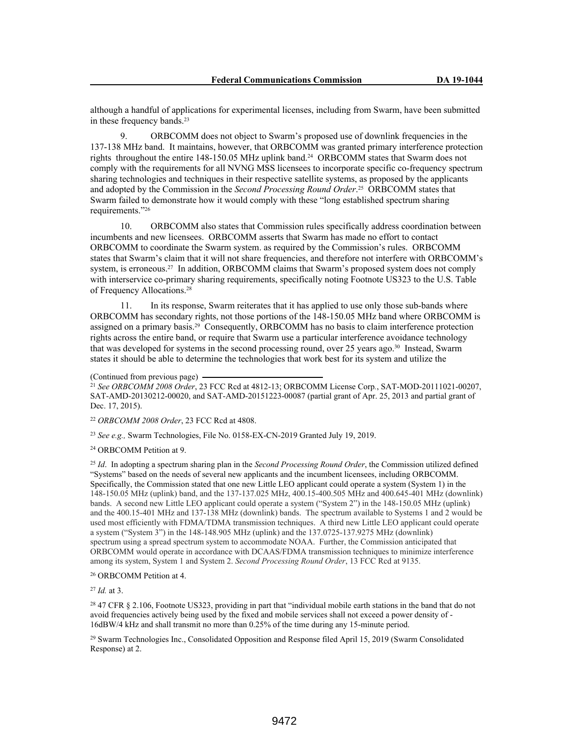although a handful of applications for experimental licenses, including from Swarm, have been submitted in these frequency bands.[23]

9. ORBCOMM does not object to Swarm's proposed use of downlink frequencies in the 137-138 MHz band. It maintains, however, that ORBCOMM was granted primary interference protection rights throughout the entire 148-150.05 MHz uplink band.[24] ORBCOMM states that Swarm does not comply with the requirements for all NVNG MSS licensees to incorporate specific co-frequency spectrum sharing technologies and techniques in their respective satellite systems, as proposed by the applicants and adopted by the Commission in the *Second Processing Round Order*.[25] ORBCOMM states that Swarm failed to demonstrate how it would comply with these "long established spectrum sharing requirements."[26]

10. ORBCOMM also states that Commission rules specifically address coordination between incumbents and new licensees. ORBCOMM asserts that Swarm has made no effort to contact ORBCOMM to coordinate the Swarm system. as required by the Commission's rules. ORBCOMM states that Swarm's claim that it will not share frequencies, and therefore not interfere with ORBCOMM's system, is erroneous.[27] In addition, ORBCOMM claims that Swarm's proposed system does not comply with interservice co-primary sharing requirements, specifically noting Footnote US323 to the U.S. Table of Frequency Allocations.[28]

11. In its response, Swarm reiterates that it has applied to use only those sub-bands where ORBCOMM has secondary rights, not those portions of the 148-150.05 MHz band where ORBCOMM is assigned on a primary basis.[29] Consequently, ORBCOMM has no basis to claim interference protection rights across the entire band, or require that Swarm use a particular interference avoidance technology that was developed for systems in the second processing round, over 25 years ago.[30] Instead, Swarm states it should be able to determine the technologies that work best for its system and utilize the

(Continued from previous page)

[21] *See ORBCOMM 2008 Order*, 23 FCC Rcd at 4812-13; ORBCOMM License Corp., SAT-MOD-20111021-00207, SAT-AMD-20130212-00020, and SAT-AMD-20151223-00087 (partial grant of Apr. 25, 2013 and partial grant of Dec. 17, 2015).

[22] *ORBCOMM 2008 Order*, 23 FCC Rcd at 4808.

[23] *See e.g.,* Swarm Technologies, File No. 0158-EX-CN-2019 Granted July 19, 2019.

[24] ORBCOMM Petition at 9.

[25] *Id*. In adopting a spectrum sharing plan in the *Second Processing Round Order*, the Commission utilized defined "Systems" based on the needs of several new applicants and the incumbent licensees, including ORBCOMM. Specifically, the Commission stated that one new Little LEO applicant could operate a system (System 1) in the 148-150.05 MHz (uplink) band, and the 137-137.025 MHz, 400.15-400.505 MHz and 400.645-401 MHz (downlink) bands. A second new Little LEO applicant could operate a system ("System 2") in the 148-150.05 MHz (uplink) and the 400.15-401 MHz and 137-138 MHz (downlink) bands. The spectrum available to Systems 1 and 2 would be used most efficiently with FDMA/TDMA transmission techniques. A third new Little LEO applicant could operate a system ("System 3") in the 148-148.905 MHz (uplink) and the 137.0725-137.9275 MHz (downlink) spectrum using a spread spectrum system to accommodate NOAA. Further, the Commission anticipated that ORBCOMM would operate in accordance with DCAAS/FDMA transmission techniques to minimize interference among its system, System 1 and System 2. *Second Processing Round Order*, 13 FCC Rcd at 9135.

[26] ORBCOMM Petition at 4.

[27] *Id.* at 3.

[28] 47 CFR § 2.106, Footnote US323, providing in part that "individual mobile earth stations in the band that do not avoid frequencies actively being used by the fixed and mobile services shall not exceed a power density of -16dBW/4 kHz and shall transmit no more than 0.25% of the time during any 15-minute period.

[29] Swarm Technologies Inc., Consolidated Opposition and Response filed April 15, 2019 (Swarm Consolidated Response) at 2.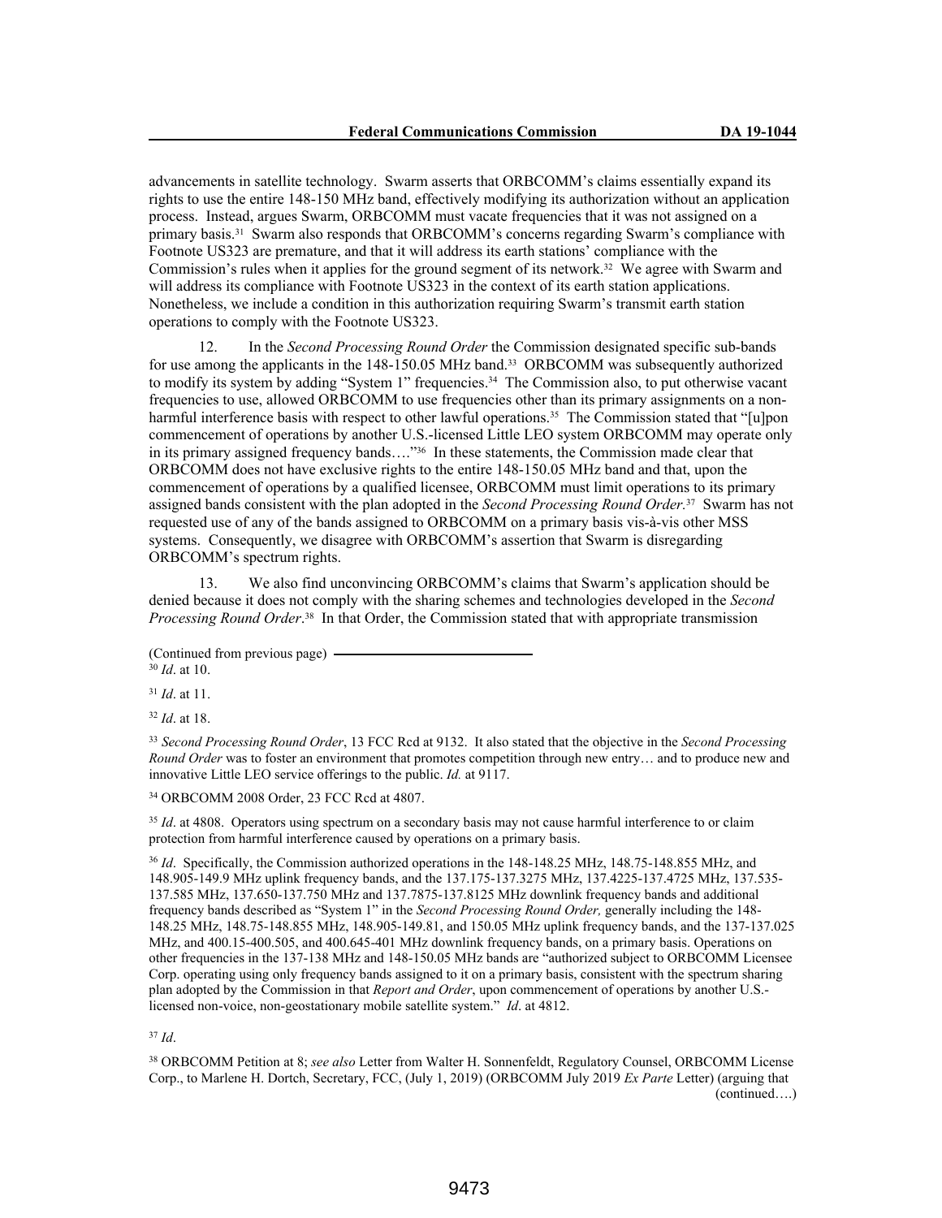advancements in satellite technology. Swarm asserts that ORBCOMM's claims essentially expand its rights to use the entire 148-150 MHz band, effectively modifying its authorization without an application process. Instead, argues Swarm, ORBCOMM must vacate frequencies that it was not assigned on a primary basis.[31] Swarm also responds that ORBCOMM's concerns regarding Swarm's compliance with Footnote US323 are premature, and that it will address its earth stations' compliance with the Commission's rules when it applies for the ground segment of its network.[32] We agree with Swarm and will address its compliance with Footnote US323 in the context of its earth station applications. Nonetheless, we include a condition in this authorization requiring Swarm's transmit earth station operations to comply with the Footnote US323.

12. In the *Second Processing Round Order* the Commission designated specific sub-bands for use among the applicants in the 148-150.05 MHz band.[33] ORBCOMM was subsequently authorized to modify its system by adding "System 1" frequencies.[34] The Commission also, to put otherwise vacant frequencies to use, allowed ORBCOMM to use frequencies other than its primary assignments on a non-harmful interference basis with respect to other lawful operations.[35] The Commission stated that "[u]pon commencement of operations by another U.S.-licensed Little LEO system ORBCOMM may operate only in its primary assigned frequency bands…."[36] In these statements, the Commission made clear that ORBCOMM does not have exclusive rights to the entire 148-150.05 MHz band and that, upon the commencement of operations by a qualified licensee, ORBCOMM must limit operations to its primary assigned bands consistent with the plan adopted in the *Second Processing Round Order*.[37] Swarm has not requested use of any of the bands assigned to ORBCOMM on a primary basis vis-à-vis other MSS systems. Consequently, we disagree with ORBCOMM's assertion that Swarm is disregarding ORBCOMM's spectrum rights.

13. We also find unconvincing ORBCOMM's claims that Swarm's application should be denied because it does not comply with the sharing schemes and technologies developed in the *Second Processing Round Order*.[38] In that Order, the Commission stated that with appropriate transmission

(Continued from previous page)

[30] *Id*. at 10.

[31] *Id*. at 11.

[32] *Id*. at 18.

[33] *Second Processing Round Order*, 13 FCC Rcd at 9132. It also stated that the objective in the *Second Processing Round Order* was to foster an environment that promotes competition through new entry… and to produce new and innovative Little LEO service offerings to the public. *Id.* at 9117.

[34] ORBCOMM 2008 Order, 23 FCC Rcd at 4807.

[35] *Id*. at 4808. Operators using spectrum on a secondary basis may not cause harmful interference to or claim protection from harmful interference caused by operations on a primary basis.

[36] *Id*. Specifically, the Commission authorized operations in the 148-148.25 MHz, 148.75-148.855 MHz, and 148.905-149.9 MHz uplink frequency bands, and the 137.175-137.3275 MHz, 137.4225-137.4725 MHz, 137.535-137.585 MHz, 137.650-137.750 MHz and 137.7875-137.8125 MHz downlink frequency bands and additional frequency bands described as "System 1" in the *Second Processing Round Order,* generally including the 148-148.25 MHz, 148.75-148.855 MHz, 148.905-149.81, and 150.05 MHz uplink frequency bands, and the 137-137.025 MHz, and 400.15-400.505, and 400.645-401 MHz downlink frequency bands, on a primary basis. Operations on other frequencies in the 137-138 MHz and 148-150.05 MHz bands are "authorized subject to ORBCOMM Licensee Corp. operating using only frequency bands assigned to it on a primary basis, consistent with the spectrum sharing plan adopted by the Commission in that *Report and Order*, upon commencement of operations by another U.S.-licensed non-voice, non-geostationary mobile satellite system." *Id*. at 4812.

[37] *Id*.

[38] ORBCOMM Petition at 8; *see also* Letter from Walter H. Sonnenfeldt, Regulatory Counsel, ORBCOMM License Corp., to Marlene H. Dortch, Secretary, FCC, (July 1, 2019) (ORBCOMM July 2019 *Ex Parte* Letter) (arguing that (continued….)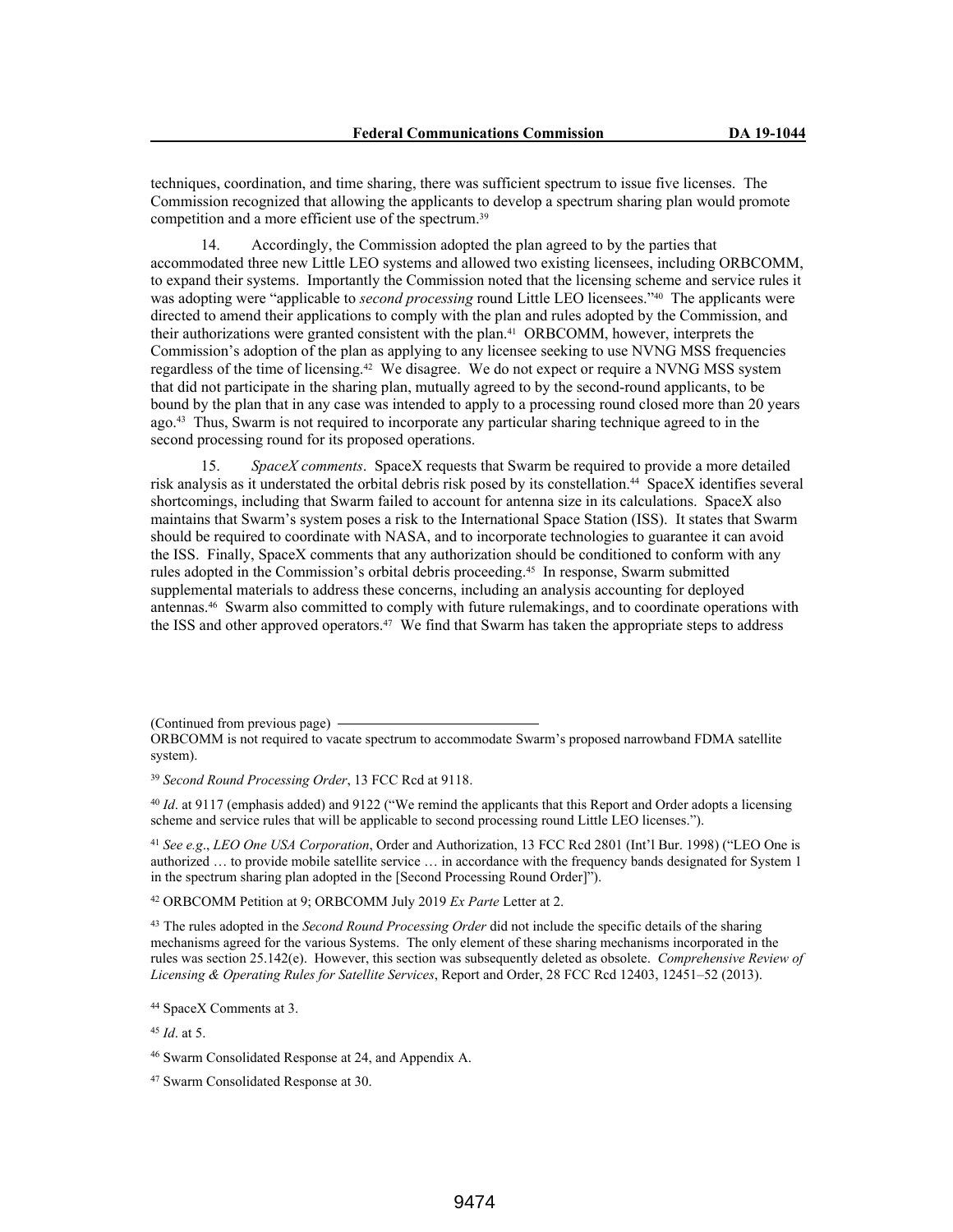techniques, coordination, and time sharing, there was sufficient spectrum to issue five licenses. The Commission recognized that allowing the applicants to develop a spectrum sharing plan would promote competition and a more efficient use of the spectrum.[39]

14. Accordingly, the Commission adopted the plan agreed to by the parties that accommodated three new Little LEO systems and allowed two existing licensees, including ORBCOMM, to expand their systems. Importantly the Commission noted that the licensing scheme and service rules it was adopting were "applicable to *second processing* round Little LEO licensees."[40] The applicants were directed to amend their applications to comply with the plan and rules adopted by the Commission, and their authorizations were granted consistent with the plan.[41] ORBCOMM, however, interprets the Commission's adoption of the plan as applying to any licensee seeking to use NVNG MSS frequencies regardless of the time of licensing.[42] We disagree. We do not expect or require a NVNG MSS system that did not participate in the sharing plan, mutually agreed to by the second-round applicants, to be bound by the plan that in any case was intended to apply to a processing round closed more than 20 years ago.[43] Thus, Swarm is not required to incorporate any particular sharing technique agreed to in the second processing round for its proposed operations.

15. *SpaceX comments*. SpaceX requests that Swarm be required to provide a more detailed risk analysis as it understated the orbital debris risk posed by its constellation.[44] SpaceX identifies several shortcomings, including that Swarm failed to account for antenna size in its calculations. SpaceX also maintains that Swarm's system poses a risk to the International Space Station (ISS). It states that Swarm should be required to coordinate with NASA, and to incorporate technologies to guarantee it can avoid the ISS. Finally, SpaceX comments that any authorization should be conditioned to conform with any rules adopted in the Commission's orbital debris proceeding.[45] In response, Swarm submitted supplemental materials to address these concerns, including an analysis accounting for deployed antennas.[46] Swarm also committed to comply with future rulemakings, and to coordinate operations with the ISS and other approved operators.[47] We find that Swarm has taken the appropriate steps to address

(Continued from previous page)
ORBCOMM is not required to vacate spectrum to accommodate Swarm's proposed narrowband FDMA satellite system).

[39] *Second Round Processing Order*, 13 FCC Rcd at 9118.

[40] *Id*. at 9117 (emphasis added) and 9122 ("We remind the applicants that this Report and Order adopts a licensing scheme and service rules that will be applicable to second processing round Little LEO licenses.").

[41] *See e.g*., *LEO One USA Corporation*, Order and Authorization, 13 FCC Rcd 2801 (Int'l Bur. 1998) ("LEO One is authorized … to provide mobile satellite service … in accordance with the frequency bands designated for System 1 in the spectrum sharing plan adopted in the [Second Processing Round Order]").

[42] ORBCOMM Petition at 9; ORBCOMM July 2019 *Ex Parte* Letter at 2.

[43] The rules adopted in the *Second Round Processing Order* did not include the specific details of the sharing mechanisms agreed for the various Systems. The only element of these sharing mechanisms incorporated in the rules was section 25.142(e). However, this section was subsequently deleted as obsolete. *Comprehensive Review of Licensing & Operating Rules for Satellite Services*, Report and Order, 28 FCC Rcd 12403, 12451–52 (2013).

[44] SpaceX Comments at 3.

[45] *Id*. at 5.

[46] Swarm Consolidated Response at 24, and Appendix A.

[47] Swarm Consolidated Response at 30.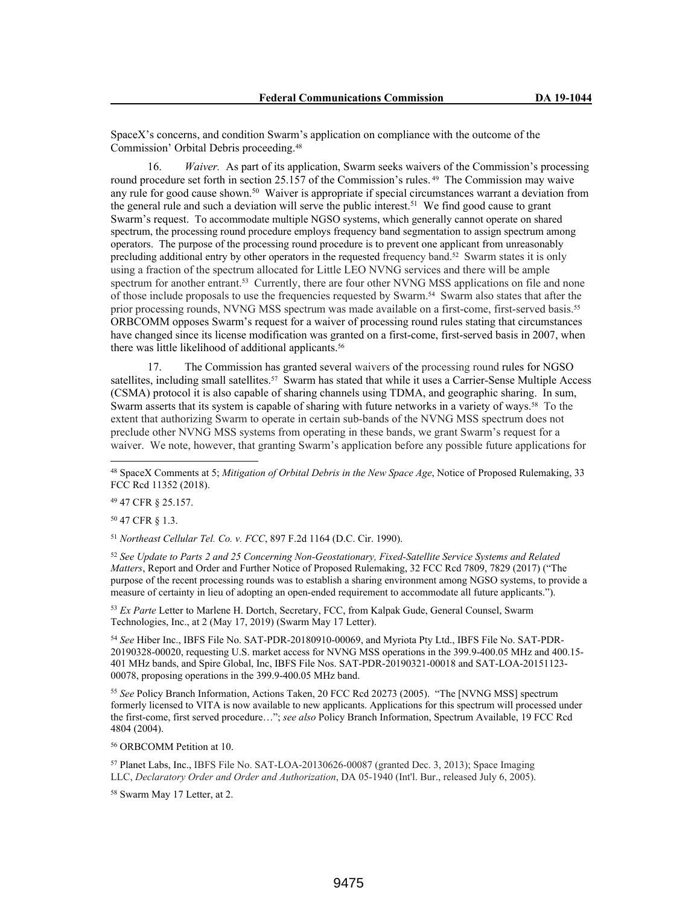SpaceX's concerns, and condition Swarm's application on compliance with the outcome of the Commission' Orbital Debris proceeding.[48]

16. *Waiver.* As part of its application, Swarm seeks waivers of the Commission's processing round procedure set forth in section 25.157 of the Commission's rules.[49] The Commission may waive any rule for good cause shown.[50] Waiver is appropriate if special circumstances warrant a deviation from the general rule and such a deviation will serve the public interest.[51] We find good cause to grant Swarm's request. To accommodate multiple NGSO systems, which generally cannot operate on shared spectrum, the processing round procedure employs frequency band segmentation to assign spectrum among operators. The purpose of the processing round procedure is to prevent one applicant from unreasonably precluding additional entry by other operators in the requested frequency band.[52] Swarm states it is only using a fraction of the spectrum allocated for Little LEO NVNG services and there will be ample spectrum for another entrant.[53] Currently, there are four other NVNG MSS applications on file and none of those include proposals to use the frequencies requested by Swarm.[54] Swarm also states that after the prior processing rounds, NVNG MSS spectrum was made available on a first-come, first-served basis.[55] ORBCOMM opposes Swarm's request for a waiver of processing round rules stating that circumstances have changed since its license modification was granted on a first-come, first-served basis in 2007, when there was little likelihood of additional applicants.[56]

17. The Commission has granted several waivers of the processing round rules for NGSO satellites, including small satellites.[57] Swarm has stated that while it uses a Carrier-Sense Multiple Access (CSMA) protocol it is also capable of sharing channels using TDMA, and geographic sharing. In sum, Swarm asserts that its system is capable of sharing with future networks in a variety of ways.[58] To the extent that authorizing Swarm to operate in certain sub-bands of the NVNG MSS spectrum does not preclude other NVNG MSS systems from operating in these bands, we grant Swarm's request for a waiver. We note, however, that granting Swarm's application before any possible future applications for

---

[48] SpaceX Comments at 5; *Mitigation of Orbital Debris in the New Space Age*, Notice of Proposed Rulemaking, 33 FCC Rcd 11352 (2018).

[49] 47 CFR § 25.157.

[50] 47 CFR § 1.3.

[51] *Northeast Cellular Tel. Co. v. FCC*, 897 F.2d 1164 (D.C. Cir. 1990).

[52] *See Update to Parts 2 and 25 Concerning Non-Geostationary, Fixed-Satellite Service Systems and Related Matters*, Report and Order and Further Notice of Proposed Rulemaking, 32 FCC Rcd 7809, 7829 (2017) ("The purpose of the recent processing rounds was to establish a sharing environment among NGSO systems, to provide a measure of certainty in lieu of adopting an open-ended requirement to accommodate all future applicants.").

[53] *Ex Parte* Letter to Marlene H. Dortch, Secretary, FCC, from Kalpak Gude, General Counsel, Swarm Technologies, Inc., at 2 (May 17, 2019) (Swarm May 17 Letter).

[54] *See* Hiber Inc., IBFS File No. SAT-PDR-20180910-00069, and Myriota Pty Ltd., IBFS File No. SAT-PDR-20190328-00020, requesting U.S. market access for NVNG MSS operations in the 399.9-400.05 MHz and 400.15-401 MHz bands, and Spire Global, Inc, IBFS File Nos. SAT-PDR-20190321-00018 and SAT-LOA-20151123-00078, proposing operations in the 399.9-400.05 MHz band.

[55] *See* Policy Branch Information, Actions Taken, 20 FCC Rcd 20273 (2005). "The [NVNG MSS] spectrum formerly licensed to VITA is now available to new applicants. Applications for this spectrum will processed under the first-come, first served procedure…"; *see also* Policy Branch Information, Spectrum Available, 19 FCC Rcd 4804 (2004).

[56] ORBCOMM Petition at 10.

[57] Planet Labs, Inc., IBFS File No. SAT-LOA-20130626-00087 (granted Dec. 3, 2013); Space Imaging LLC, *Declaratory Order and Order and Authorization*, DA 05-1940 (Int'l. Bur., released July 6, 2005).

[58] Swarm May 17 Letter, at 2.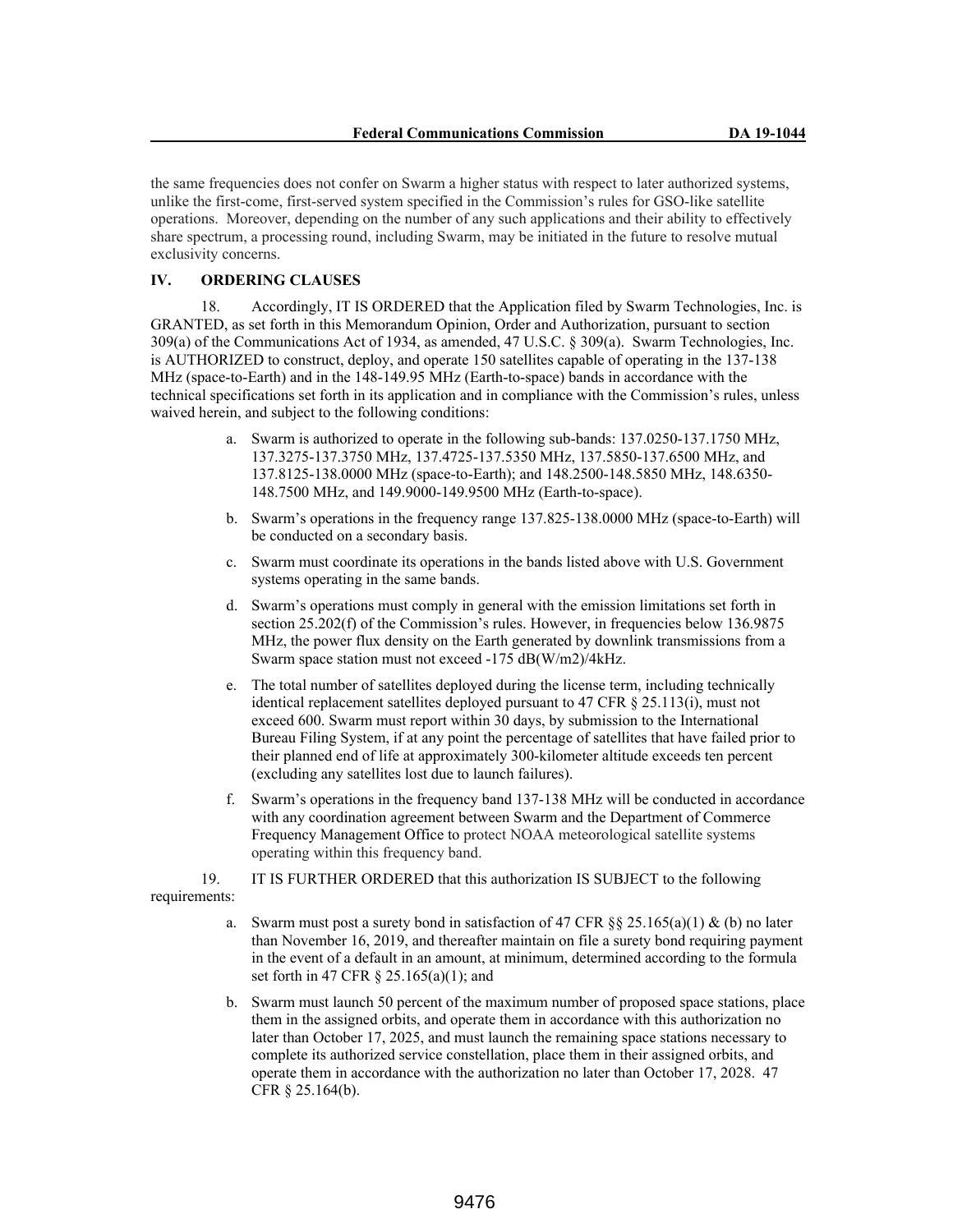the same frequencies does not confer on Swarm a higher status with respect to later authorized systems, unlike the first-come, first-served system specified in the Commission's rules for GSO-like satellite operations. Moreover, depending on the number of any such applications and their ability to effectively share spectrum, a processing round, including Swarm, may be initiated in the future to resolve mutual exclusivity concerns.

## IV. ORDERING CLAUSES

18. Accordingly, IT IS ORDERED that the Application filed by Swarm Technologies, Inc. is GRANTED, as set forth in this Memorandum Opinion, Order and Authorization, pursuant to section 309(a) of the Communications Act of 1934, as amended, 47 U.S.C. § 309(a). Swarm Technologies, Inc. is AUTHORIZED to construct, deploy, and operate 150 satellites capable of operating in the 137-138 MHz (space-to-Earth) and in the 148-149.95 MHz (Earth-to-space) bands in accordance with the technical specifications set forth in its application and in compliance with the Commission's rules, unless waived herein, and subject to the following conditions:

a. Swarm is authorized to operate in the following sub-bands: 137.0250-137.1750 MHz, 137.3275-137.3750 MHz, 137.4725-137.5350 MHz, 137.5850-137.6500 MHz, and 137.8125-138.0000 MHz (space-to-Earth); and 148.2500-148.5850 MHz, 148.6350-148.7500 MHz, and 149.9000-149.9500 MHz (Earth-to-space).

b. Swarm's operations in the frequency range 137.825-138.0000 MHz (space-to-Earth) will be conducted on a secondary basis.

c. Swarm must coordinate its operations in the bands listed above with U.S. Government systems operating in the same bands.

d. Swarm's operations must comply in general with the emission limitations set forth in section 25.202(f) of the Commission's rules. However, in frequencies below 136.9875 MHz, the power flux density on the Earth generated by downlink transmissions from a Swarm space station must not exceed -175 dB(W/m2)/4kHz.

e. The total number of satellites deployed during the license term, including technically identical replacement satellites deployed pursuant to 47 CFR § 25.113(i), must not exceed 600. Swarm must report within 30 days, by submission to the International Bureau Filing System, if at any point the percentage of satellites that have failed prior to their planned end of life at approximately 300-kilometer altitude exceeds ten percent (excluding any satellites lost due to launch failures).

f. Swarm's operations in the frequency band 137-138 MHz will be conducted in accordance with any coordination agreement between Swarm and the Department of Commerce Frequency Management Office to protect NOAA meteorological satellite systems operating within this frequency band.

19. IT IS FURTHER ORDERED that this authorization IS SUBJECT to the following requirements:

a. Swarm must post a surety bond in satisfaction of 47 CFR §§ 25.165(a)(1) & (b) no later than November 16, 2019, and thereafter maintain on file a surety bond requiring payment in the event of a default in an amount, at minimum, determined according to the formula set forth in 47 CFR § 25.165(a)(1); and

b. Swarm must launch 50 percent of the maximum number of proposed space stations, place them in the assigned orbits, and operate them in accordance with this authorization no later than October 17, 2025, and must launch the remaining space stations necessary to complete its authorized service constellation, place them in their assigned orbits, and operate them in accordance with the authorization no later than October 17, 2028. 47 CFR § 25.164(b).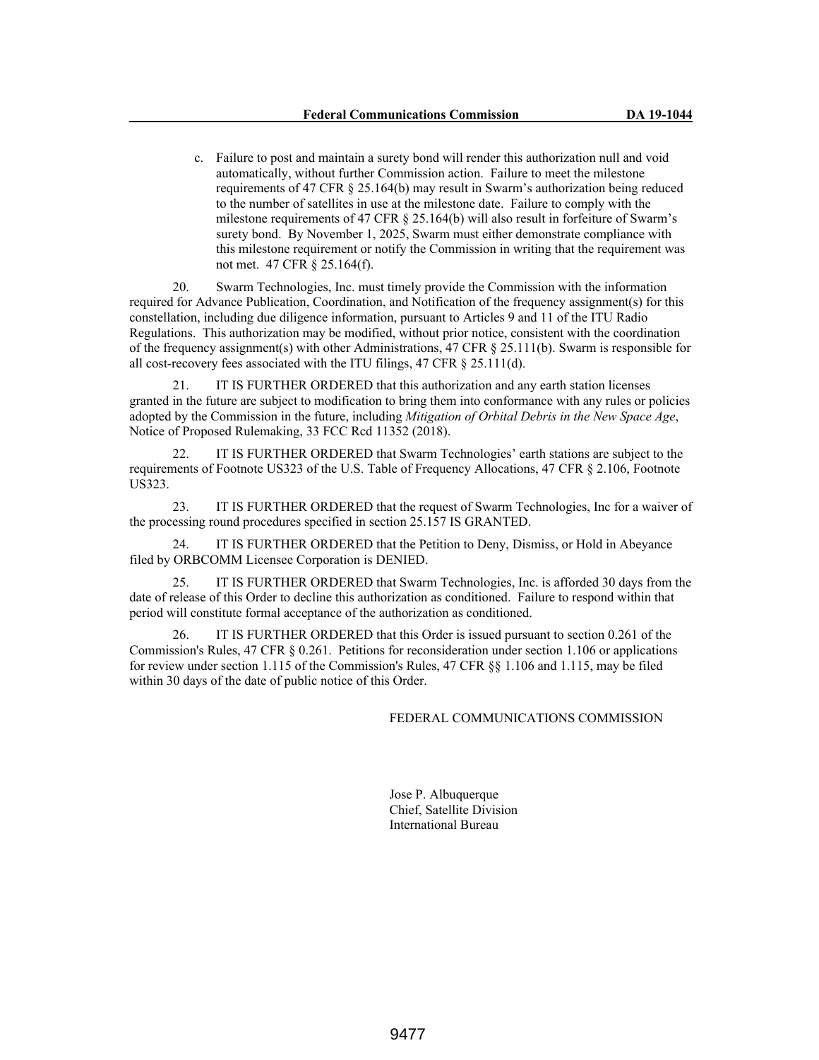c. Failure to post and maintain a surety bond will render this authorization null and void automatically, without further Commission action. Failure to meet the milestone requirements of 47 CFR § 25.164(b) may result in Swarm's authorization being reduced to the number of satellites in use at the milestone date. Failure to comply with the milestone requirements of 47 CFR § 25.164(b) will also result in forfeiture of Swarm's surety bond. By November 1, 2025, Swarm must either demonstrate compliance with this milestone requirement or notify the Commission in writing that the requirement was not met. 47 CFR § 25.164(f).

20. Swarm Technologies, Inc. must timely provide the Commission with the information required for Advance Publication, Coordination, and Notification of the frequency assignment(s) for this constellation, including due diligence information, pursuant to Articles 9 and 11 of the ITU Radio Regulations. This authorization may be modified, without prior notice, consistent with the coordination of the frequency assignment(s) with other Administrations, 47 CFR § 25.111(b). Swarm is responsible for all cost-recovery fees associated with the ITU filings, 47 CFR § 25.111(d).

21. IT IS FURTHER ORDERED that this authorization and any earth station licenses granted in the future are subject to modification to bring them into conformance with any rules or policies adopted by the Commission in the future, including *Mitigation of Orbital Debris in the New Space Age*, Notice of Proposed Rulemaking, 33 FCC Rcd 11352 (2018).

22. IT IS FURTHER ORDERED that Swarm Technologies' earth stations are subject to the requirements of Footnote US323 of the U.S. Table of Frequency Allocations, 47 CFR § 2.106, Footnote US323.

23. IT IS FURTHER ORDERED that the request of Swarm Technologies, Inc for a waiver of the processing round procedures specified in section 25.157 IS GRANTED.

24. IT IS FURTHER ORDERED that the Petition to Deny, Dismiss, or Hold in Abeyance filed by ORBCOMM Licensee Corporation is DENIED.

25. IT IS FURTHER ORDERED that Swarm Technologies, Inc. is afforded 30 days from the date of release of this Order to decline this authorization as conditioned. Failure to respond within that period will constitute formal acceptance of the authorization as conditioned.

26. IT IS FURTHER ORDERED that this Order is issued pursuant to section 0.261 of the Commission's Rules, 47 CFR § 0.261. Petitions for reconsideration under section 1.106 or applications for review under section 1.115 of the Commission's Rules, 47 CFR §§ 1.106 and 1.115, may be filed within 30 days of the date of public notice of this Order.

FEDERAL COMMUNICATIONS COMMISSION

Jose P. Albuquerque
Chief, Satellite Division
International Bureau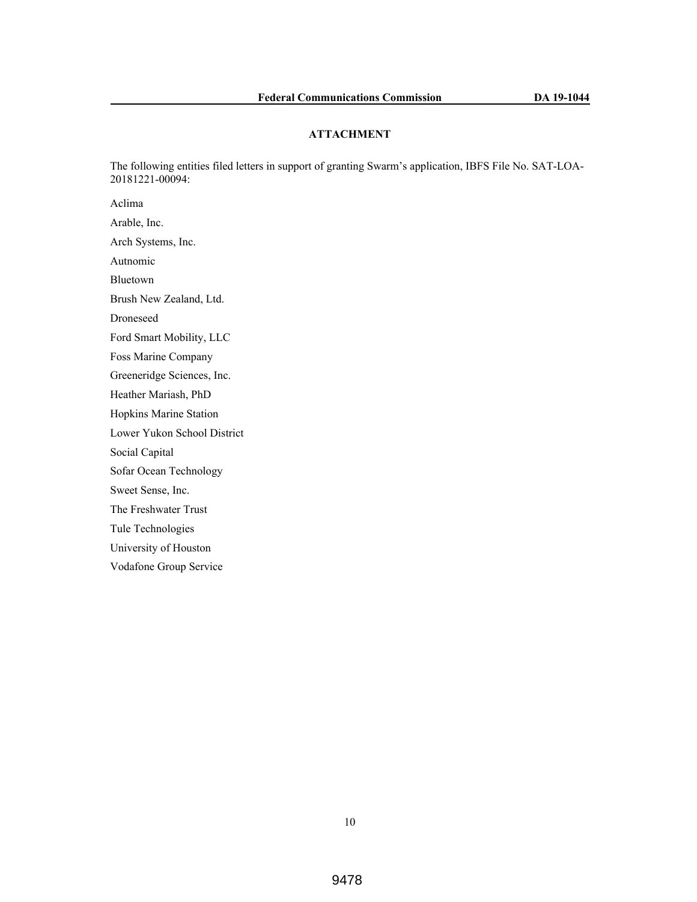## ATTACHMENT

The following entities filed letters in support of granting Swarm's application, IBFS File No. SAT-LOA-20181221-00094:

Aclima

Arable, Inc.

Arch Systems, Inc.

Autnomic

Bluetown

Brush New Zealand, Ltd.

Droneseed

Ford Smart Mobility, LLC

Foss Marine Company

Greeneridge Sciences, Inc.

Heather Mariash, PhD

Hopkins Marine Station

Lower Yukon School District

Social Capital

Sofar Ocean Technology

Sweet Sense, Inc.

The Freshwater Trust

Tule Technologies

University of Houston

Vodafone Group Service